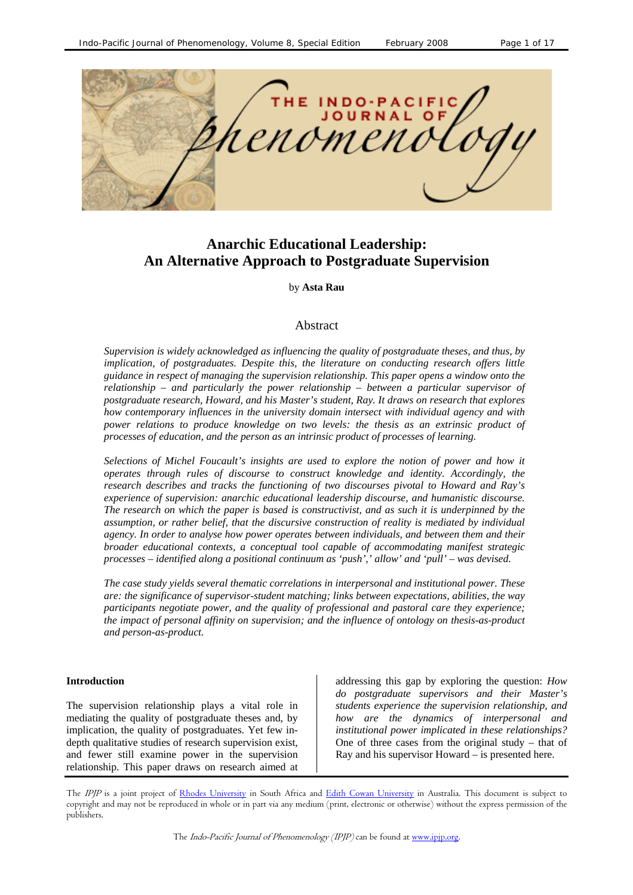# Anarchic Educational Leadership: An Alternative Approach to Postgraduate Supervision

by **Asta Rau**

## Abstract

*Supervision is widely acknowledged as influencing the quality of postgraduate theses, and thus, by implication, of postgraduates. Despite this, the literature on conducting research offers little guidance in respect of managing the supervision relationship. This paper opens a window onto the relationship – and particularly the power relationship – between a particular supervisor of postgraduate research, Howard, and his Master's student, Ray. It draws on research that explores how contemporary influences in the university domain intersect with individual agency and with power relations to produce knowledge on two levels: the thesis as an extrinsic product of processes of education, and the person as an intrinsic product of processes of learning.*

*Selections of Michel Foucault's insights are used to explore the notion of power and how it operates through rules of discourse to construct knowledge and identity. Accordingly, the research describes and tracks the functioning of two discourses pivotal to Howard and Ray's experience of supervision: anarchic educational leadership discourse, and humanistic discourse. The research on which the paper is based is constructivist, and as such it is underpinned by the assumption, or rather belief, that the discursive construction of reality is mediated by individual agency. In order to analyse how power operates between individuals, and between them and their broader educational contexts, a conceptual tool capable of accommodating manifest strategic processes – identified along a positional continuum as 'push',' allow' and 'pull' – was devised.*

*The case study yields several thematic correlations in interpersonal and institutional power. These are: the significance of supervisor-student matching; links between expectations, abilities, the way participants negotiate power, and the quality of professional and pastoral care they experience; the impact of personal affinity on supervision; and the influence of ontology on thesis-as-product and person-as-product.*

### Introduction

The supervision relationship plays a vital role in mediating the quality of postgraduate theses and, by implication, the quality of postgraduates. Yet few in-depth qualitative studies of research supervision exist, and fewer still examine power in the supervision relationship. This paper draws on research aimed at addressing this gap by exploring the question: *How do postgraduate supervisors and their Master's students experience the supervision relationship, and how are the dynamics of interpersonal and institutional power implicated in these relationships?* One of three cases from the original study – that of Ray and his supervisor Howard – is presented here.

The *IPJP* is a joint project of Rhodes University in South Africa and Edith Cowan University in Australia. This document is subject to copyright and may not be reproduced in whole or in part via any medium (print, electronic or otherwise) without the express permission of the publishers.

The *Indo-Pacific Journal of Phenomenology (IPJP)* can be found at www.ipjp.org.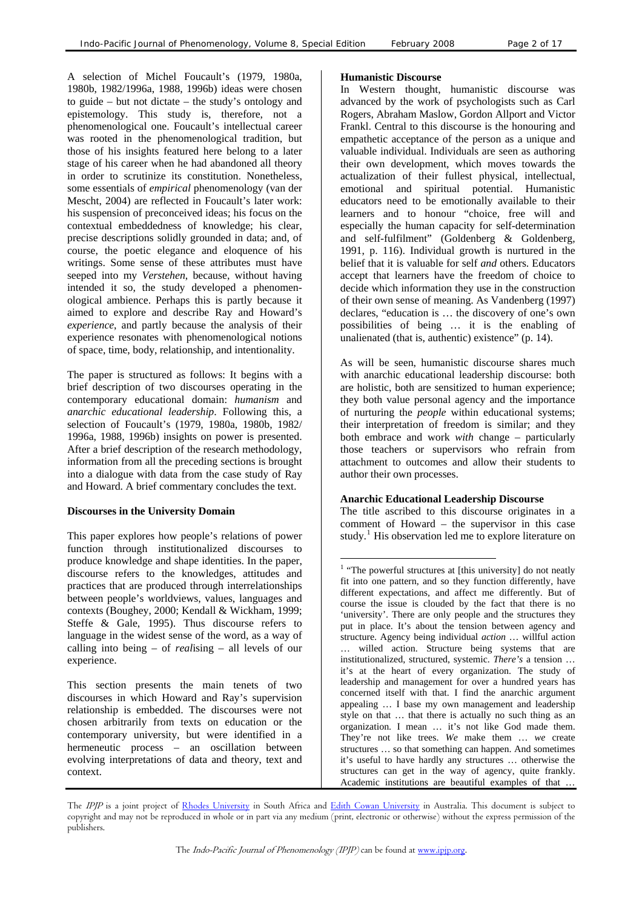A selection of Michel Foucault's (1979, 1980a, 1980b, 1982/1996a, 1988, 1996b) ideas were chosen to guide – but not dictate – the study's ontology and epistemology. This study is, therefore, not a phenomenological one. Foucault's intellectual career was rooted in the phenomenological tradition, but those of his insights featured here belong to a later stage of his career when he had abandoned all theory in order to scrutinize its constitution. Nonetheless, some essentials of *empirical* phenomenology (van der Mescht, 2004) are reflected in Foucault's later work: his suspension of preconceived ideas; his focus on the contextual embeddedness of knowledge; his clear, precise descriptions solidly grounded in data; and, of course, the poetic elegance and eloquence of his writings. Some sense of these attributes must have seeped into my *Verstehen*, because, without having intended it so, the study developed a phenomenological ambience. Perhaps this is partly because it aimed to explore and describe Ray and Howard's *experience*, and partly because the analysis of their experience resonates with phenomenological notions of space, time, body, relationship, and intentionality.

The paper is structured as follows: It begins with a brief description of two discourses operating in the contemporary educational domain: *humanism* and *anarchic educational leadership*. Following this, a selection of Foucault's (1979, 1980a, 1980b, 1982/1996a, 1988, 1996b) insights on power is presented. After a brief description of the research methodology, information from all the preceding sections is brought into a dialogue with data from the case study of Ray and Howard. A brief commentary concludes the text.

## Discourses in the University Domain

This paper explores how people's relations of power function through institutionalized discourses to produce knowledge and shape identities. In the paper, discourse refers to the knowledges, attitudes and practices that are produced through interrelationships between people's worldviews, values, languages and contexts (Boughey, 2000; Kendall & Wickham, 1999; Steffe & Gale, 1995). Thus discourse refers to language in the widest sense of the word, as a way of calling into being – of *real*ising – all levels of our experience.

This section presents the main tenets of two discourses in which Howard and Ray's supervision relationship is embedded. The discourses were not chosen arbitrarily from texts on education or the contemporary university, but were identified in a hermeneutic process – an oscillation between evolving interpretations of data and theory, text and context.

### Humanistic Discourse

In Western thought, humanistic discourse was advanced by the work of psychologists such as Carl Rogers, Abraham Maslow, Gordon Allport and Victor Frankl. Central to this discourse is the honouring and empathetic acceptance of the person as a unique and valuable individual. Individuals are seen as authoring their own development, which moves towards the actualization of their fullest physical, intellectual, emotional and spiritual potential. Humanistic educators need to be emotionally available to their learners and to honour "choice, free will and especially the human capacity for self-determination and self-fulfilment" (Goldenberg & Goldenberg, 1991, p. 116). Individual growth is nurtured in the belief that it is valuable for self *and* others. Educators accept that learners have the freedom of choice to decide which information they use in the construction of their own sense of meaning. As Vandenberg (1997) declares, "education is … the discovery of one's own possibilities of being … it is the enabling of unalienated (that is, authentic) existence" (p. 14).

As will be seen, humanistic discourse shares much with anarchic educational leadership discourse: both are holistic, both are sensitized to human experience; they both value personal agency and the importance of nurturing the *people* within educational systems; their interpretation of freedom is similar; and they both embrace and work *with* change – particularly those teachers or supervisors who refrain from attachment to outcomes and allow their students to author their own processes.

### Anarchic Educational Leadership Discourse

The title ascribed to this discourse originates in a comment of Howard – the supervisor in this case study.[1] His observation led me to explore literature on

[1] "The powerful structures at [this university] do not neatly fit into one pattern, and so they function differently, have different expectations, and affect me differently. But of course the issue is clouded by the fact that there is no 'university'. There are only people and the structures they put in place. It's about the tension between agency and structure. Agency being individual *action* … willful action … willed action. Structure being systems that are institutionalized, structured, systemic. *There's* a tension … it's at the heart of every organization. The study of leadership and management for over a hundred years has concerned itself with that. I find the anarchic argument appealing … I base my own management and leadership style on that … that there is actually no such thing as an organization. I mean … it's not like God made them. They're not like trees. *We* make them … *we* create structures … so that something can happen. And sometimes it's useful to have hardly any structures … otherwise the structures can get in the way of agency, quite frankly. Academic institutions are beautiful examples of that …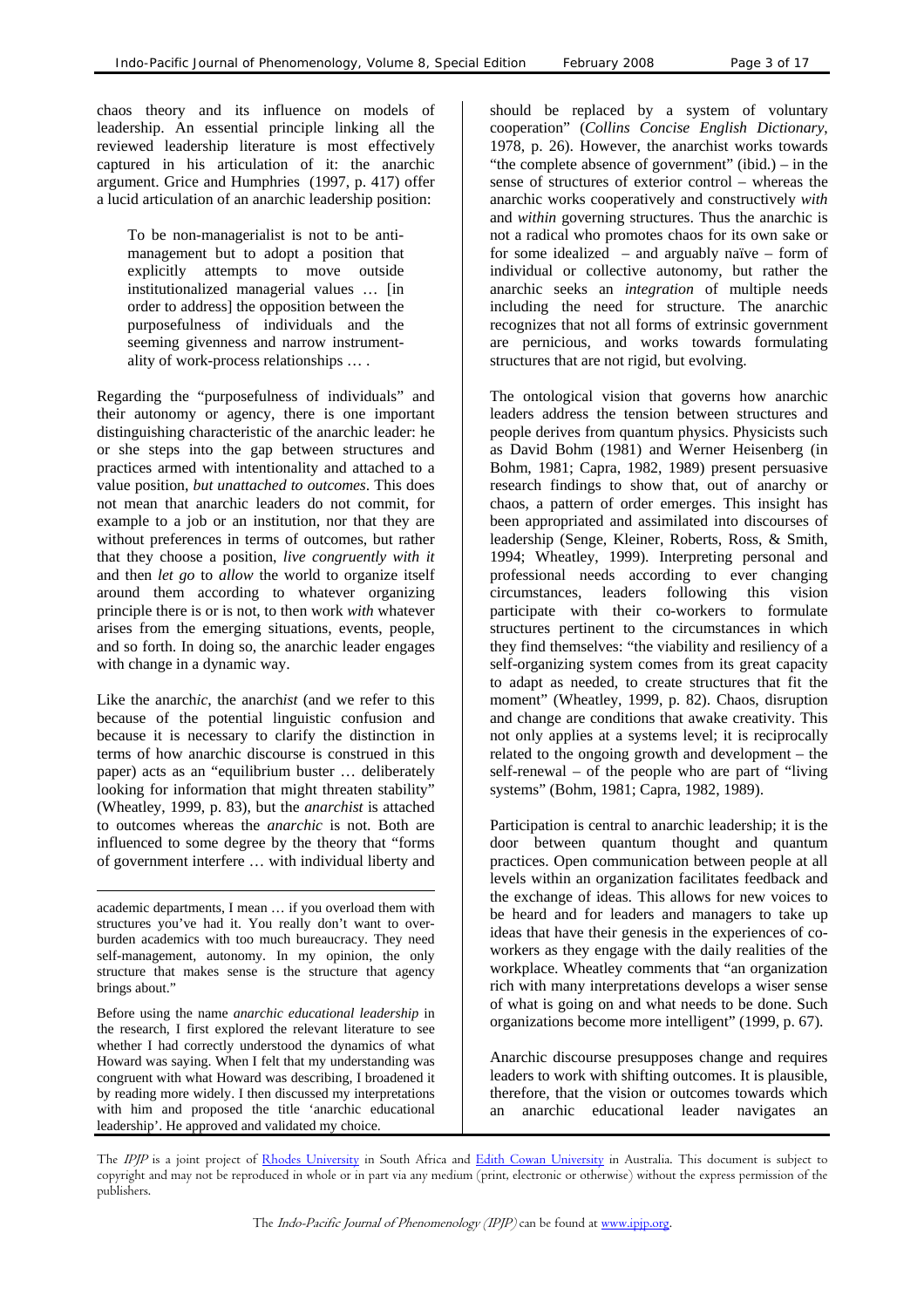chaos theory and its influence on models of leadership. An essential principle linking all the reviewed leadership literature is most effectively captured in his articulation of it: the anarchic argument. Grice and Humphries (1997, p. 417) offer a lucid articulation of an anarchic leadership position:

> To be non-managerialist is not to be anti-management but to adopt a position that explicitly attempts to move outside institutionalized managerial values … [in order to address] the opposition between the purposefulness of individuals and the seeming givenness and narrow instrumentality of work-process relationships … .

Regarding the "purposefulness of individuals" and their autonomy or agency, there is one important distinguishing characteristic of the anarchic leader: he or she steps into the gap between structures and practices armed with intentionality and attached to a value position, *but unattached to outcomes*. This does not mean that anarchic leaders do not commit, for example to a job or an institution, nor that they are without preferences in terms of outcomes, but rather that they choose a position, *live congruently with it* and then *let go* to *allow* the world to organize itself around them according to whatever organizing principle there is or is not, to then work *with* whatever arises from the emerging situations, events, people, and so forth. In doing so, the anarchic leader engages with change in a dynamic way.

Like the anarch*ic*, the anarch*ist* (and we refer to this because of the potential linguistic confusion and because it is necessary to clarify the distinction in terms of how anarchic discourse is construed in this paper) acts as an "equilibrium buster … deliberately looking for information that might threaten stability" (Wheatley, 1999, p. 83), but the *anarchist* is attached to outcomes whereas the *anarchic* is not. Both are influenced to some degree by the theory that "forms of government interfere … with individual liberty and should be replaced by a system of voluntary cooperation" (*Collins Concise English Dictionary*, 1978, p. 26). However, the anarchist works towards "the complete absence of government" (ibid.) – in the sense of structures of exterior control – whereas the anarchic works cooperatively and constructively *with* and *within* governing structures. Thus the anarchic is not a radical who promotes chaos for its own sake or for some idealized – and arguably naïve – form of individual or collective autonomy, but rather the anarchic seeks an *integration* of multiple needs including the need for structure. The anarchic recognizes that not all forms of extrinsic government are pernicious, and works towards formulating structures that are not rigid, but evolving.

The ontological vision that governs how anarchic leaders address the tension between structures and people derives from quantum physics. Physicists such as David Bohm (1981) and Werner Heisenberg (in Bohm, 1981; Capra, 1982, 1989) present persuasive research findings to show that, out of anarchy or chaos, a pattern of order emerges. This insight has been appropriated and assimilated into discourses of leadership (Senge, Kleiner, Roberts, Ross, & Smith, 1994; Wheatley, 1999). Interpreting personal and professional needs according to ever changing circumstances, leaders following this vision participate with their co-workers to formulate structures pertinent to the circumstances in which they find themselves: "the viability and resiliency of a self-organizing system comes from its great capacity to adapt as needed, to create structures that fit the moment" (Wheatley, 1999, p. 82). Chaos, disruption and change are conditions that awake creativity. This not only applies at a systems level; it is reciprocally related to the ongoing growth and development – the self-renewal – of the people who are part of "living systems" (Bohm, 1981; Capra, 1982, 1989).

Participation is central to anarchic leadership; it is the door between quantum thought and quantum practices. Open communication between people at all levels within an organization facilitates feedback and the exchange of ideas. This allows for new voices to be heard and for leaders and managers to take up ideas that have their genesis in the experiences of co-workers as they engage with the daily realities of the workplace. Wheatley comments that "an organization rich with many interpretations develops a wiser sense of what is going on and what needs to be done. Such organizations become more intelligent" (1999, p. 67).

Anarchic discourse presupposes change and requires leaders to work with shifting outcomes. It is plausible, therefore, that the vision or outcomes towards which an anarchic educational leader navigates an

---

academic departments, I mean … if you overload them with structures you've had it. You really don't want to overburden academics with too much bureaucracy. They need self-management, autonomy. In my opinion, the only structure that makes sense is the structure that agency brings about."

Before using the name *anarchic educational leadership* in the research, I first explored the relevant literature to see whether I had correctly understood the dynamics of what Howard was saying. When I felt that my understanding was congruent with what Howard was describing, I broadened it by reading more widely. I then discussed my interpretations with him and proposed the title 'anarchic educational leadership'. He approved and validated my choice.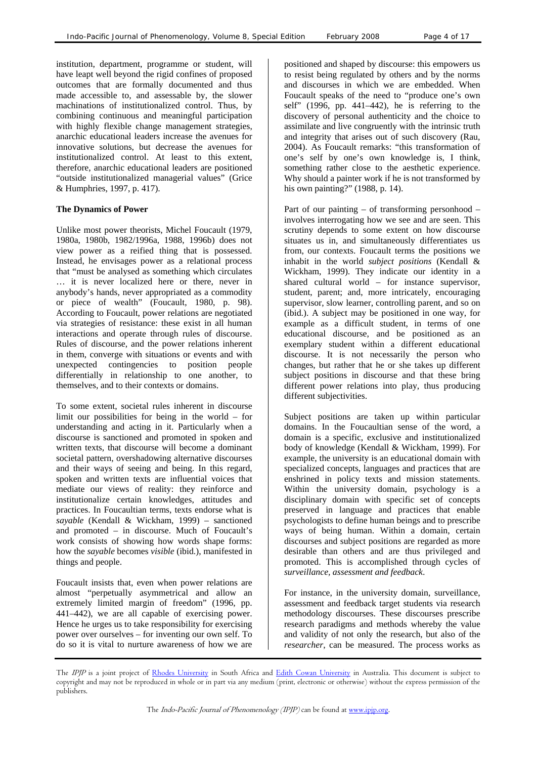institution, department, programme or student, will have leapt well beyond the rigid confines of proposed outcomes that are formally documented and thus made accessible to, and assessable by, the slower machinations of institutionalized control. Thus, by combining continuous and meaningful participation with highly flexible change management strategies, anarchic educational leaders increase the avenues for innovative solutions, but decrease the avenues for institutionalized control. At least to this extent, therefore, anarchic educational leaders are positioned "outside institutionalized managerial values" (Grice & Humphries, 1997, p. 417).

**The Dynamics of Power**

Unlike most power theorists, Michel Foucault (1979, 1980a, 1980b, 1982/1996a, 1988, 1996b) does not view power as a reified thing that is possessed. Instead, he envisages power as a relational process that "must be analysed as something which circulates … it is never localized here or there, never in anybody's hands, never appropriated as a commodity or piece of wealth" (Foucault, 1980, p. 98). According to Foucault, power relations are negotiated via strategies of resistance: these exist in all human interactions and operate through rules of discourse. Rules of discourse, and the power relations inherent in them, converge with situations or events and with unexpected contingencies to position people differentially in relationship to one another, to themselves, and to their contexts or domains.

To some extent, societal rules inherent in discourse limit our possibilities for being in the world – for understanding and acting in it. Particularly when a discourse is sanctioned and promoted in spoken and written texts, that discourse will become a dominant societal pattern, overshadowing alternative discourses and their ways of seeing and being. In this regard, spoken and written texts are influential voices that mediate our views of reality: they reinforce and institutionalize certain knowledges, attitudes and practices. In Foucaultian terms, texts endorse what is *sayable* (Kendall & Wickham, 1999) – sanctioned and promoted – in discourse. Much of Foucault's work consists of showing how words shape forms: how the *sayable* becomes *visible* (ibid.), manifested in things and people.

Foucault insists that, even when power relations are almost "perpetually asymmetrical and allow an extremely limited margin of freedom" (1996, pp. 441–442), we are all capable of exercising power. Hence he urges us to take responsibility for exercising power over ourselves – for inventing our own self. To do so it is vital to nurture awareness of how we are positioned and shaped by discourse: this empowers us to resist being regulated by others and by the norms and discourses in which we are embedded. When Foucault speaks of the need to "produce one's own self" (1996, pp. 441–442), he is referring to the discovery of personal authenticity and the choice to assimilate and live congruently with the intrinsic truth and integrity that arises out of such discovery (Rau, 2004). As Foucault remarks: "this transformation of one's self by one's own knowledge is, I think, something rather close to the aesthetic experience. Why should a painter work if he is not transformed by his own painting?" (1988, p. 14).

Part of our painting – of transforming personhood – involves interrogating how we see and are seen. This scrutiny depends to some extent on how discourse situates us in, and simultaneously differentiates us from, our contexts. Foucault terms the positions we inhabit in the world *subject positions* (Kendall & Wickham, 1999). They indicate our identity in a shared cultural world – for instance supervisor, student, parent; and, more intricately, encouraging supervisor, slow learner, controlling parent, and so on (ibid.). A subject may be positioned in one way, for example as a difficult student, in terms of one educational discourse, and be positioned as an exemplary student within a different educational discourse. It is not necessarily the person who changes, but rather that he or she takes up different subject positions in discourse and that these bring different power relations into play, thus producing different subjectivities.

Subject positions are taken up within particular domains. In the Foucaultian sense of the word, a domain is a specific, exclusive and institutionalized body of knowledge (Kendall & Wickham, 1999). For example, the university is an educational domain with specialized concepts, languages and practices that are enshrined in policy texts and mission statements. Within the university domain, psychology is a disciplinary domain with specific set of concepts preserved in language and practices that enable psychologists to define human beings and to prescribe ways of being human. Within a domain, certain discourses and subject positions are regarded as more desirable than others and are thus privileged and promoted. This is accomplished through cycles of *surveillance, assessment and feedback*.

For instance, in the university domain, surveillance, assessment and feedback target students via research methodology discourses. These discourses prescribe research paradigms and methods whereby the value and validity of not only the research, but also of the *researcher*, can be measured. The process works as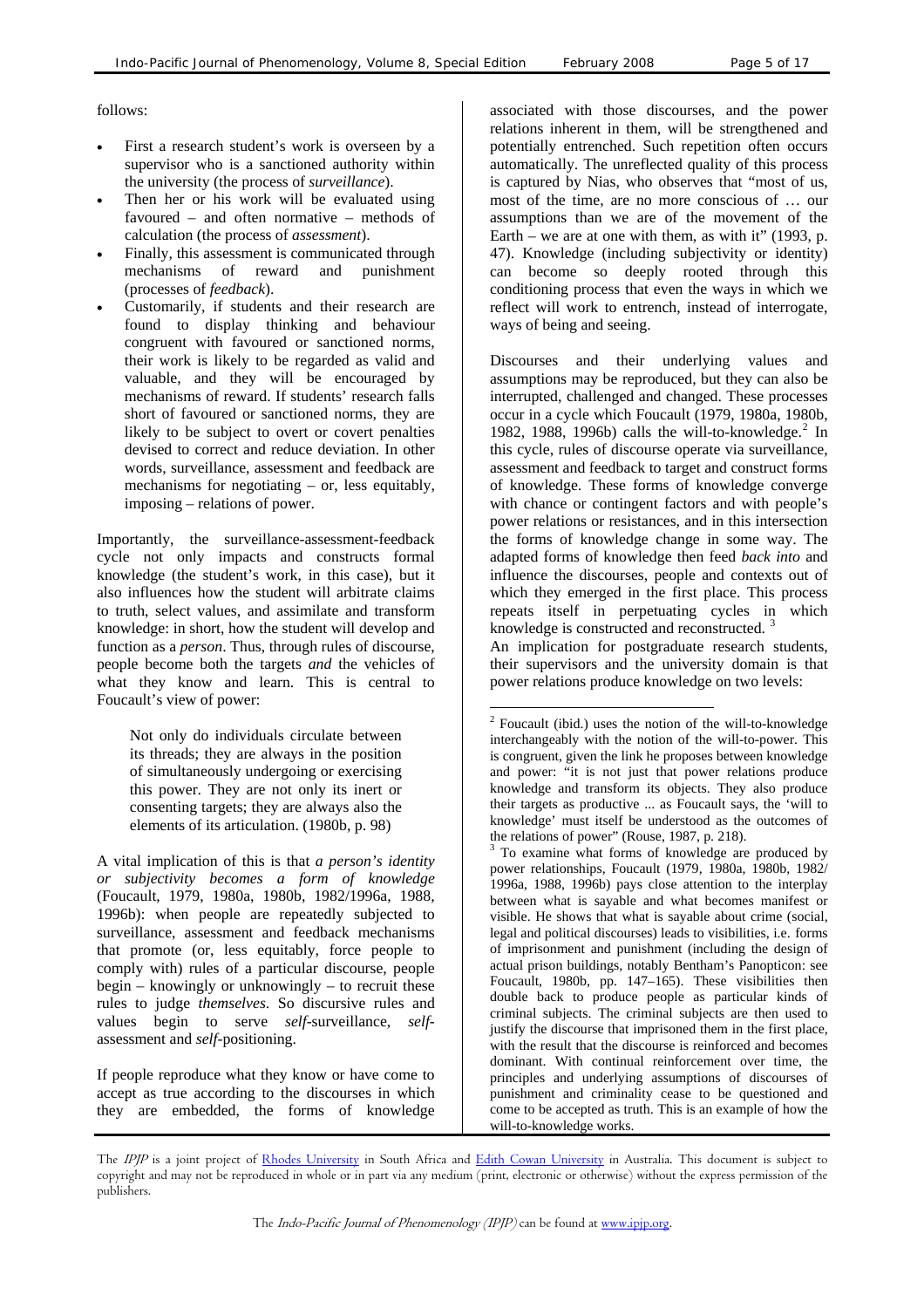follows:

- First a research student's work is overseen by a supervisor who is a sanctioned authority within the university (the process of *surveillance*).
- Then her or his work will be evaluated using favoured – and often normative – methods of calculation (the process of *assessment*).
- Finally, this assessment is communicated through mechanisms of reward and punishment (processes of *feedback*).
- Customarily, if students and their research are found to display thinking and behaviour congruent with favoured or sanctioned norms, their work is likely to be regarded as valid and valuable, and they will be encouraged by mechanisms of reward. If students' research falls short of favoured or sanctioned norms, they are likely to be subject to overt or covert penalties devised to correct and reduce deviation. In other words, surveillance, assessment and feedback are mechanisms for negotiating – or, less equitably, imposing – relations of power.

Importantly, the surveillance-assessment-feedback cycle not only impacts and constructs formal knowledge (the student's work, in this case), but it also influences how the student will arbitrate claims to truth, select values, and assimilate and transform knowledge: in short, how the student will develop and function as a *person*. Thus, through rules of discourse, people become both the targets *and* the vehicles of what they know and learn. This is central to Foucault's view of power:

> Not only do individuals circulate between its threads; they are always in the position of simultaneously undergoing or exercising this power. They are not only its inert or consenting targets; they are always also the elements of its articulation. (1980b, p. 98)

A vital implication of this is that *a person's identity or subjectivity becomes a form of knowledge* (Foucault, 1979, 1980a, 1980b, 1982/1996a, 1988, 1996b): when people are repeatedly subjected to surveillance, assessment and feedback mechanisms that promote (or, less equitably, force people to comply with) rules of a particular discourse, people begin – knowingly or unknowingly – to recruit these rules to judge *themselves*. So discursive rules and values begin to serve *self*-surveillance, *self*-assessment and *self*-positioning.

If people reproduce what they know or have come to accept as true according to the discourses in which they are embedded, the forms of knowledge associated with those discourses, and the power relations inherent in them, will be strengthened and potentially entrenched. Such repetition often occurs automatically. The unreflected quality of this process is captured by Nias, who observes that "most of us, most of the time, are no more conscious of … our assumptions than we are of the movement of the Earth – we are at one with them, as with it" (1993, p. 47). Knowledge (including subjectivity or identity) can become so deeply rooted through this conditioning process that even the ways in which we reflect will work to entrench, instead of interrogate, ways of being and seeing.

Discourses and their underlying values and assumptions may be reproduced, but they can also be interrupted, challenged and changed. These processes occur in a cycle which Foucault (1979, 1980a, 1980b, 1982, 1988, 1996b) calls the will-to-knowledge.[2] In this cycle, rules of discourse operate via surveillance, assessment and feedback to target and construct forms of knowledge. These forms of knowledge converge with chance or contingent factors and with people's power relations or resistances, and in this intersection the forms of knowledge change in some way. The adapted forms of knowledge then feed *back into* and influence the discourses, people and contexts out of which they emerged in the first place. This process repeats itself in perpetuating cycles in which knowledge is constructed and reconstructed.[3]

An implication for postgraduate research students, their supervisors and the university domain is that power relations produce knowledge on two levels:

---

[2] Foucault (ibid.) uses the notion of the will-to-knowledge interchangeably with the notion of the will-to-power. This is congruent, given the link he proposes between knowledge and power: "it is not just that power relations produce knowledge and transform its objects. They also produce their targets as productive ... as Foucault says, the 'will to knowledge' must itself be understood as the outcomes of the relations of power" (Rouse, 1987, p. 218).

[3] To examine what forms of knowledge are produced by power relationships, Foucault (1979, 1980a, 1980b, 1982/1996a, 1988, 1996b) pays close attention to the interplay between what is sayable and what becomes manifest or visible. He shows that what is sayable about crime (social, legal and political discourses) leads to visibilities, i.e. forms of imprisonment and punishment (including the design of actual prison buildings, notably Bentham's Panopticon: see Foucault, 1980b, pp. 147–165). These visibilities then double back to produce people as particular kinds of criminal subjects. The criminal subjects are then used to justify the discourse that imprisoned them in the first place, with the result that the discourse is reinforced and becomes dominant. With continual reinforcement over time, the principles and underlying assumptions of discourses of punishment and criminality cease to be questioned and come to be accepted as truth. This is an example of how the will-to-knowledge works.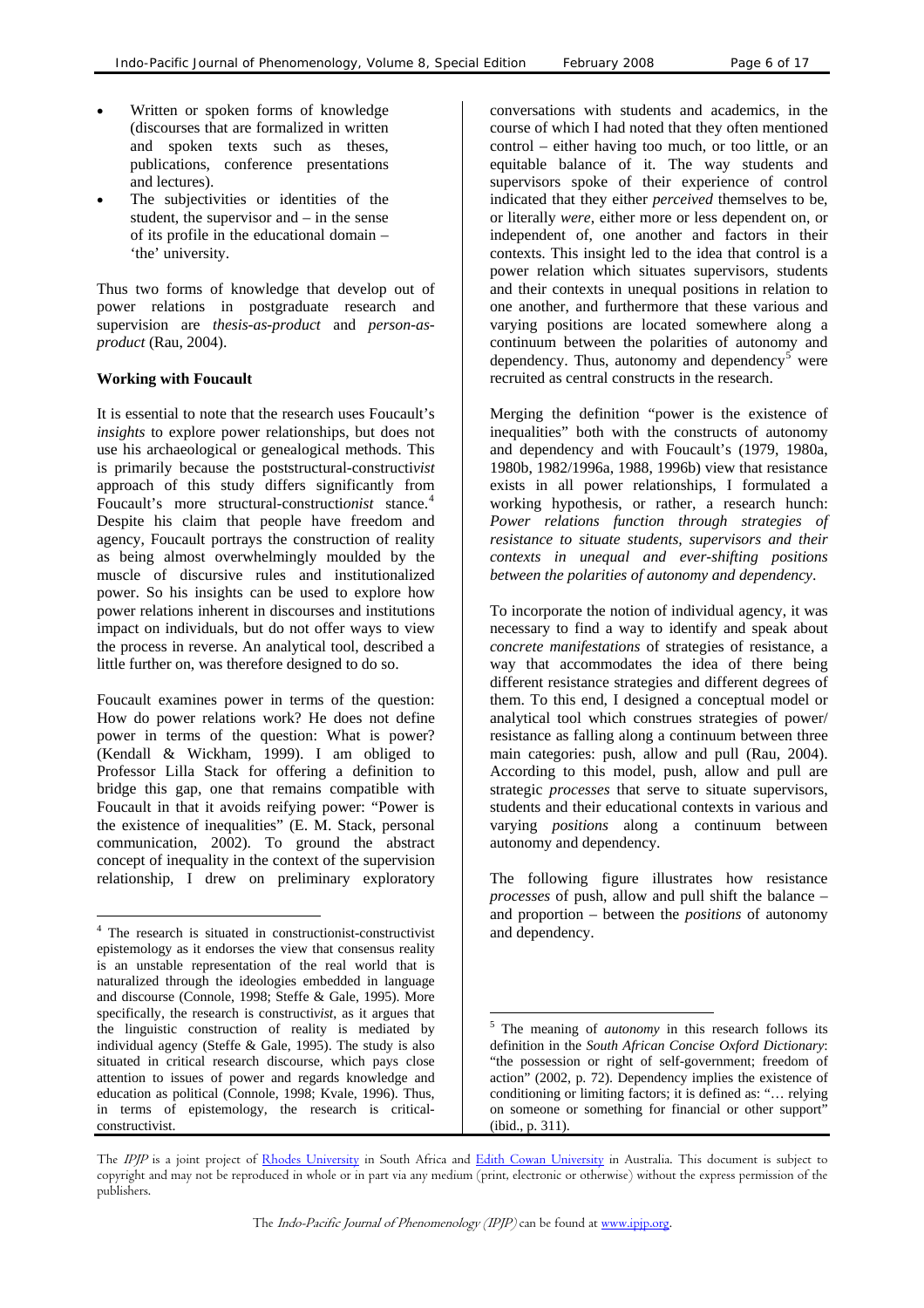- Written or spoken forms of knowledge (discourses that are formalized in written and spoken texts such as theses, publications, conference presentations and lectures).
- The subjectivities or identities of the student, the supervisor and – in the sense of its profile in the educational domain – 'the' university.

Thus two forms of knowledge that develop out of power relations in postgraduate research and supervision are *thesis-as-product* and *person-as-product* (Rau, 2004).

**Working with Foucault**

It is essential to note that the research uses Foucault's *insights* to explore power relationships, but does not use his archaeological or genealogical methods. This is primarily because the poststructural-constructiv*ist* approach of this study differs significantly from Foucault's more structural-construction*ist* stance.[4] Despite his claim that people have freedom and agency, Foucault portrays the construction of reality as being almost overwhelmingly moulded by the muscle of discursive rules and institutionalized power. So his insights can be used to explore how power relations inherent in discourses and institutions impact on individuals, but do not offer ways to view the process in reverse. An analytical tool, described a little further on, was therefore designed to do so.

Foucault examines power in terms of the question: How do power relations work? He does not define power in terms of the question: What is power? (Kendall & Wickham, 1999). I am obliged to Professor Lilla Stack for offering a definition to bridge this gap, one that remains compatible with Foucault in that it avoids reifying power: "Power is the existence of inequalities" (E. M. Stack, personal communication, 2002). To ground the abstract concept of inequality in the context of the supervision relationship, I drew on preliminary exploratory conversations with students and academics, in the course of which I had noted that they often mentioned control – either having too much, or too little, or an equitable balance of it. The way students and supervisors spoke of their experience of control indicated that they either *perceived* themselves to be, or literally *were*, either more or less dependent on, or independent of, one another and factors in their contexts. This insight led to the idea that control is a power relation which situates supervisors, students and their contexts in unequal positions in relation to one another, and furthermore that these various and varying positions are located somewhere along a continuum between the polarities of autonomy and dependency. Thus, autonomy and dependency[5] were recruited as central constructs in the research.

Merging the definition "power is the existence of inequalities" both with the constructs of autonomy and dependency and with Foucault's (1979, 1980a, 1980b, 1982/1996a, 1988, 1996b) view that resistance exists in all power relationships, I formulated a working hypothesis, or rather, a research hunch: *Power relations function through strategies of resistance to situate students, supervisors and their contexts in unequal and ever-shifting positions between the polarities of autonomy and dependency*.

To incorporate the notion of individual agency, it was necessary to find a way to identify and speak about *concrete manifestations* of strategies of resistance, a way that accommodates the idea of there being different resistance strategies and different degrees of them. To this end, I designed a conceptual model or analytical tool which construes strategies of power/ resistance as falling along a continuum between three main categories: push, allow and pull (Rau, 2004). According to this model, push, allow and pull are strategic *processes* that serve to situate supervisors, students and their educational contexts in various and varying *positions* along a continuum between autonomy and dependency.

The following figure illustrates how resistance *processes* of push, allow and pull shift the balance – and proportion – between the *positions* of autonomy and dependency.

---

[4] The research is situated in constructionist-constructivist epistemology as it endorses the view that consensus reality is an unstable representation of the real world that is naturalized through the ideologies embedded in language and discourse (Connole, 1998; Steffe & Gale, 1995). More specifically, the research is constructiv*ist*, as it argues that the linguistic construction of reality is mediated by individual agency (Steffe & Gale, 1995). The study is also situated in critical research discourse, which pays close attention to issues of power and regards knowledge and education as political (Connole, 1998; Kvale, 1996). Thus, in terms of epistemology, the research is critical-constructivist.

[5] The meaning of *autonomy* in this research follows its definition in the *South African Concise Oxford Dictionary*: "the possession or right of self-government; freedom of action" (2002, p. 72). Dependency implies the existence of conditioning or limiting factors; it is defined as: "… relying on someone or something for financial or other support" (ibid., p. 311).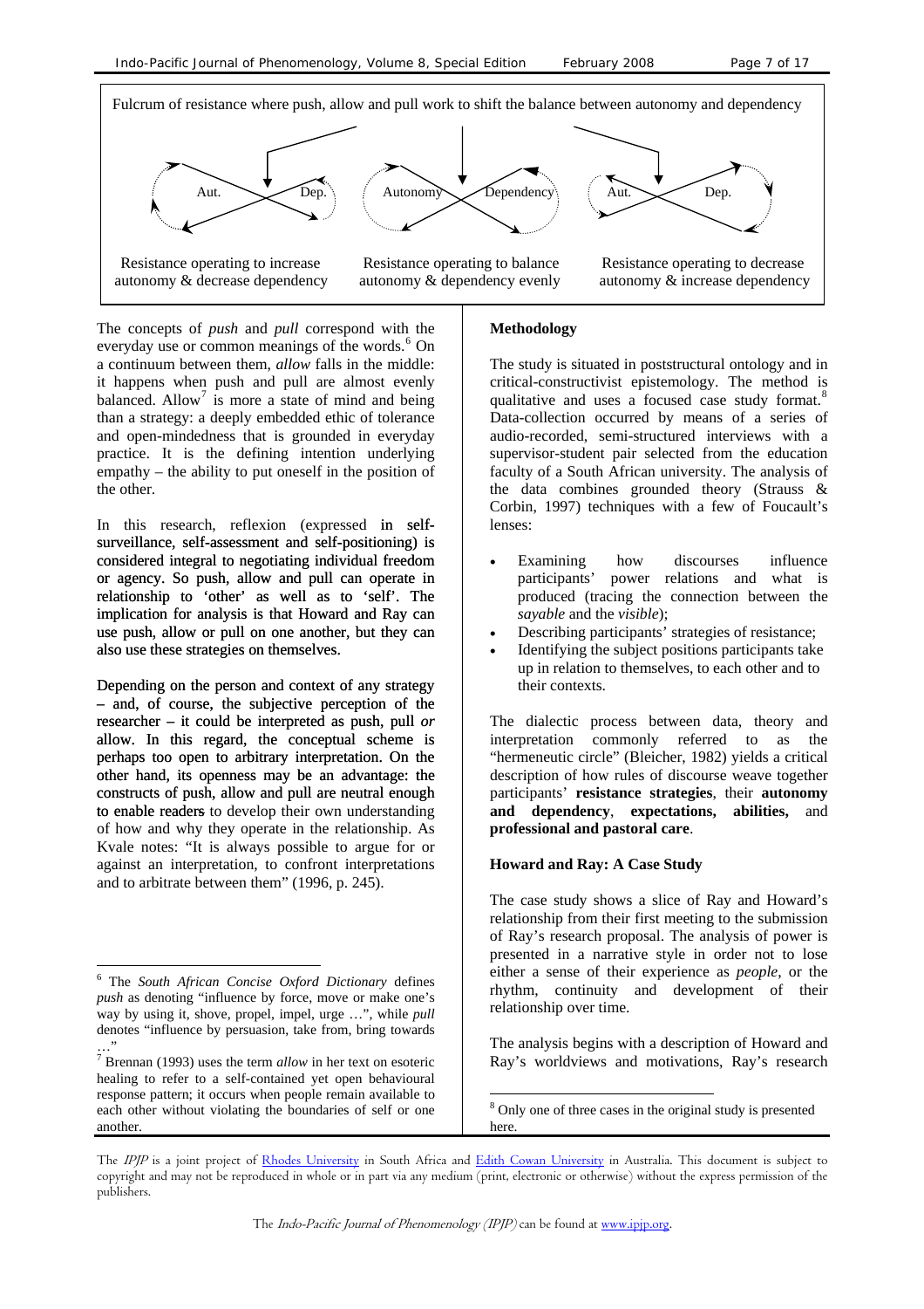Fulcrum of resistance where push, allow and pull work to shift the balance between autonomy and dependency

Aut. Dep.

Resistance operating to increase autonomy & decrease dependency

Autonomy Dependency

Resistance operating to balance autonomy & dependency evenly

Aut. Dep.

Resistance operating to decrease autonomy & increase dependency

The concepts of *push* and *pull* correspond with the everyday use or common meanings of the words.[6] On a continuum between them, *allow* falls in the middle: it happens when push and pull are almost evenly balanced. Allow[7] is more a state of mind and being than a strategy: a deeply embedded ethic of tolerance and open-mindedness that is grounded in everyday practice. It is the defining intention underlying empathy – the ability to put oneself in the position of the other.

In this research, reflexion (expressed in self-surveillance, self-assessment and self-positioning) is considered integral to negotiating individual freedom or agency. So push, allow and pull can operate in relationship to 'other' as well as to 'self'. The implication for analysis is that Howard and Ray can use push, allow or pull on one another, but they can also use these strategies on themselves.

Depending on the person and context of any strategy – and, of course, the subjective perception of the researcher – it could be interpreted as push, pull *or* allow. In this regard, the conceptual scheme is perhaps too open to arbitrary interpretation. On the other hand, its openness may be an advantage: the constructs of push, allow and pull are neutral enough to enable readers to develop their own understanding of how and why they operate in the relationship. As Kvale notes: "It is always possible to argue for or against an interpretation, to confront interpretations and to arbitrate between them" (1996, p. 245).

### Methodology

The study is situated in poststructural ontology and in critical-constructivist epistemology. The method is qualitative and uses a focused case study format.[8] Data-collection occurred by means of a series of audio-recorded, semi-structured interviews with a supervisor-student pair selected from the education faculty of a South African university. The analysis of the data combines grounded theory (Strauss & Corbin, 1997) techniques with a few of Foucault's lenses:

- Examining how discourses influence participants' power relations and what is produced (tracing the connection between the *sayable* and the *visible*);
- Describing participants' strategies of resistance;
- Identifying the subject positions participants take up in relation to themselves, to each other and to their contexts.

The dialectic process between data, theory and interpretation commonly referred to as the "hermeneutic circle" (Bleicher, 1982) yields a critical description of how rules of discourse weave together participants' **resistance strategies**, their **autonomy and dependency**, **expectations, abilities,** and **professional and pastoral care**.

### Howard and Ray: A Case Study

The case study shows a slice of Ray and Howard's relationship from their first meeting to the submission of Ray's research proposal. The analysis of power is presented in a narrative style in order not to lose either a sense of their experience as *people*, or the rhythm, continuity and development of their relationship over time.

The analysis begins with a description of Howard and Ray's worldviews and motivations, Ray's research

---

[6] The *South African Concise Oxford Dictionary* defines *push* as denoting "influence by force, move or make one's way by using it, shove, propel, impel, urge …", while *pull* denotes "influence by persuasion, take from, bring towards …"

[7] Brennan (1993) uses the term *allow* in her text on esoteric healing to refer to a self-contained yet open behavioural response pattern; it occurs when people remain available to each other without violating the boundaries of self or one another.

[8] Only one of three cases in the original study is presented here.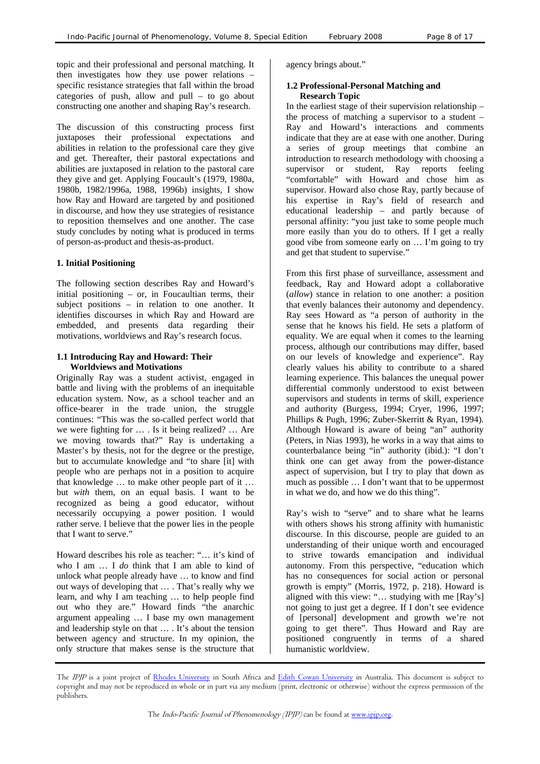topic and their professional and personal matching. It then investigates how they use power relations – specific resistance strategies that fall within the broad categories of push, allow and pull – to go about constructing one another and shaping Ray's research.

The discussion of this constructing process first juxtaposes their professional expectations and abilities in relation to the professional care they give and get. Thereafter, their pastoral expectations and abilities are juxtaposed in relation to the pastoral care they give and get. Applying Foucault's (1979, 1980a, 1980b, 1982/1996a, 1988, 1996b) insights, I show how Ray and Howard are targeted by and positioned in discourse, and how they use strategies of resistance to reposition themselves and one another. The case study concludes by noting what is produced in terms of person-as-product and thesis-as-product.

## 1. Initial Positioning

The following section describes Ray and Howard's initial positioning – or, in Foucaultian terms, their subject positions – in relation to one another. It identifies discourses in which Ray and Howard are embedded, and presents data regarding their motivations, worldviews and Ray's research focus.

### 1.1 Introducing Ray and Howard: Their Worldviews and Motivations

Originally Ray was a student activist, engaged in battle and living with the problems of an inequitable education system. Now, as a school teacher and an office-bearer in the trade union, the struggle continues: "This was the so-called perfect world that we were fighting for … . Is it being realized? … Are we moving towards that?" Ray is undertaking a Master's by thesis, not for the degree or the prestige, but to accumulate knowledge and "to share [it] with people who are perhaps not in a position to acquire that knowledge … to make other people part of it … but *with* them, on an equal basis. I want to be recognized as being a good educator, without necessarily occupying a power position. I would rather serve. I believe that the power lies in the people that I want to serve."

Howard describes his role as teacher: "… it's kind of who I am … I *do* think that I am able to kind of unlock what people already have … to know and find out ways of developing that … . That's really why we learn, and why I am teaching … to help people find out who they are." Howard finds "the anarchic argument appealing … I base my own management and leadership style on that … . It's about the tension between agency and structure. In my opinion, the only structure that makes sense is the structure that agency brings about."

### 1.2 Professional-Personal Matching and Research Topic

In the earliest stage of their supervision relationship – the process of matching a supervisor to a student – Ray and Howard's interactions and comments indicate that they are at ease with one another. During a series of group meetings that combine an introduction to research methodology with choosing a supervisor or student, Ray reports feeling "comfortable" with Howard and chose him as supervisor. Howard also chose Ray, partly because of his expertise in Ray's field of research and educational leadership – and partly because of personal affinity: "you just take to some people much more easily than you do to others. If I get a really good vibe from someone early on … I'm going to try and get that student to supervise."

From this first phase of surveillance, assessment and feedback, Ray and Howard adopt a collaborative (*allow*) stance in relation to one another: a position that evenly balances their autonomy and dependency. Ray sees Howard as "a person of authority in the sense that he knows his field. He sets a platform of equality. We are equal when it comes to the learning process, although our contributions may differ, based on our levels of knowledge and experience". Ray clearly values his ability to contribute to a shared learning experience. This balances the unequal power differential commonly understood to exist between supervisors and students in terms of skill, experience and authority (Burgess, 1994; Cryer, 1996, 1997; Phillips & Pugh, 1996; Zuber-Skerritt & Ryan, 1994). Although Howard is aware of being "an" authority (Peters, in Nias 1993), he works in a way that aims to counterbalance being "in" authority (ibid.): "I don't think one can get away from the power-distance aspect of supervision, but I try to play that down as much as possible … I don't want that to be uppermost in what we do, and how we do this thing".

Ray's wish to "serve" and to share what he learns with others shows his strong affinity with humanistic discourse. In this discourse, people are guided to an understanding of their unique worth and encouraged to strive towards emancipation and individual autonomy. From this perspective, "education which has no consequences for social action or personal growth is empty" (Morris, 1972, p. 218). Howard is aligned with this view: "… studying with me [Ray's] not going to just get a degree. If I don't see evidence of [personal] development and growth we're not going to get there". Thus Howard and Ray are positioned congruently in terms of a shared humanistic worldview.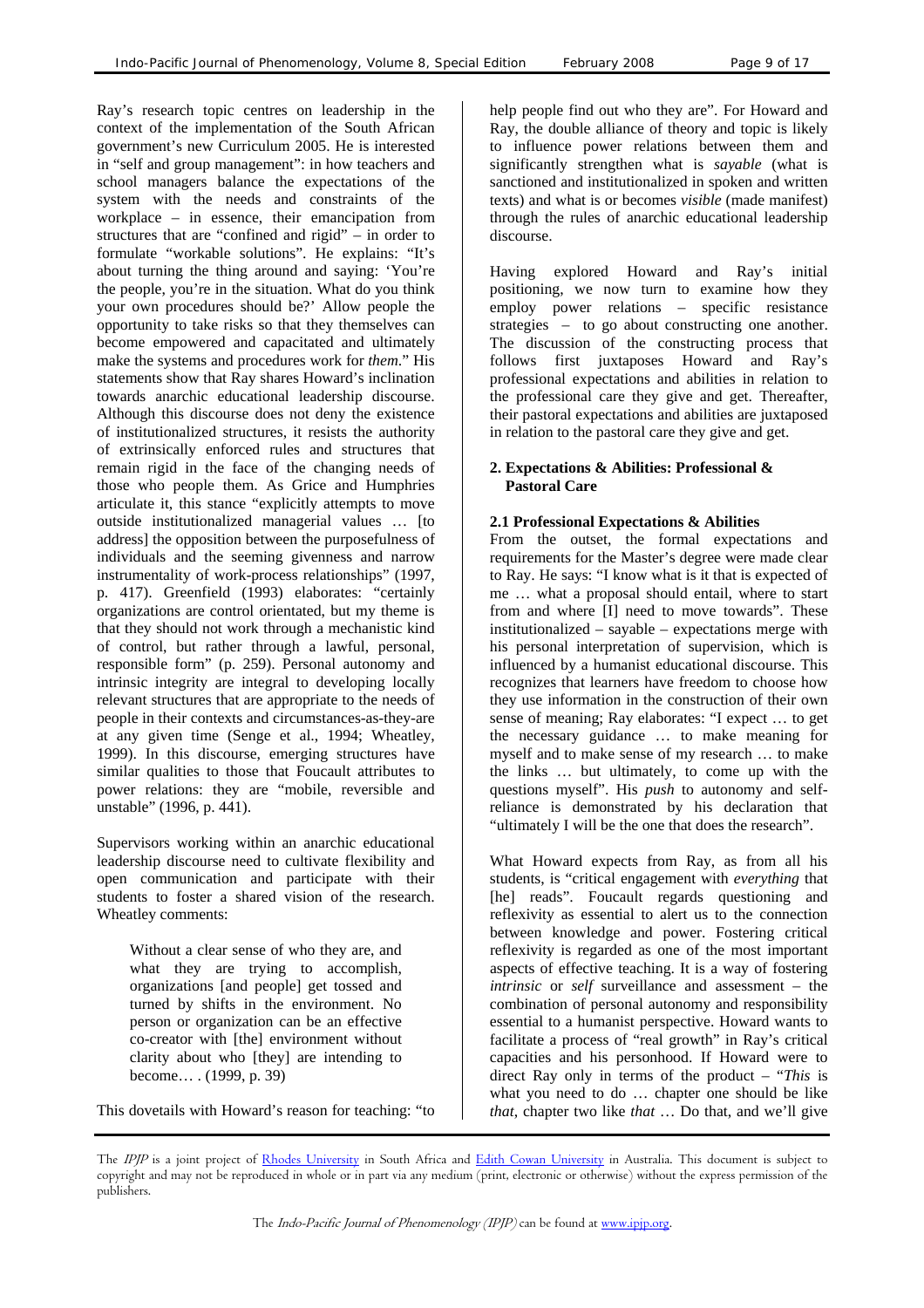Ray's research topic centres on leadership in the context of the implementation of the South African government's new Curriculum 2005. He is interested in "self and group management": in how teachers and school managers balance the expectations of the system with the needs and constraints of the workplace – in essence, their emancipation from structures that are "confined and rigid" – in order to formulate "workable solutions". He explains: "It's about turning the thing around and saying: 'You're the people, you're in the situation. What do you think your own procedures should be?' Allow people the opportunity to take risks so that they themselves can become empowered and capacitated and ultimately make the systems and procedures work for *them*." His statements show that Ray shares Howard's inclination towards anarchic educational leadership discourse. Although this discourse does not deny the existence of institutionalized structures, it resists the authority of extrinsically enforced rules and structures that remain rigid in the face of the changing needs of those who people them. As Grice and Humphries articulate it, this stance "explicitly attempts to move outside institutionalized managerial values … [to address] the opposition between the purposefulness of individuals and the seeming givenness and narrow instrumentality of work-process relationships" (1997, p. 417). Greenfield (1993) elaborates: "certainly organizations are control orientated, but my theme is that they should not work through a mechanistic kind of control, but rather through a lawful, personal, responsible form" (p. 259). Personal autonomy and intrinsic integrity are integral to developing locally relevant structures that are appropriate to the needs of people in their contexts and circumstances-as-they-are at any given time (Senge et al., 1994; Wheatley, 1999). In this discourse, emerging structures have similar qualities to those that Foucault attributes to power relations: they are "mobile, reversible and unstable" (1996, p. 441).

Supervisors working within an anarchic educational leadership discourse need to cultivate flexibility and open communication and participate with their students to foster a shared vision of the research. Wheatley comments:

> Without a clear sense of who they are, and what they are trying to accomplish, organizations [and people] get tossed and turned by shifts in the environment. No person or organization can be an effective co-creator with [the] environment without clarity about who [they] are intending to become… . (1999, p. 39)

This dovetails with Howard's reason for teaching: "to help people find out who they are". For Howard and Ray, the double alliance of theory and topic is likely to influence power relations between them and significantly strengthen what is *sayable* (what is sanctioned and institutionalized in spoken and written texts) and what is or becomes *visible* (made manifest) through the rules of anarchic educational leadership discourse.

Having explored Howard and Ray's initial positioning, we now turn to examine how they employ power relations – specific resistance strategies – to go about constructing one another. The discussion of the constructing process that follows first juxtaposes Howard and Ray's professional expectations and abilities in relation to the professional care they give and get. Thereafter, their pastoral expectations and abilities are juxtaposed in relation to the pastoral care they give and get.

## 2. Expectations & Abilities: Professional & Pastoral Care

### 2.1 Professional Expectations & Abilities

From the outset, the formal expectations and requirements for the Master's degree were made clear to Ray. He says: "I know what is it that is expected of me … what a proposal should entail, where to start from and where [I] need to move towards". These institutionalized – sayable – expectations merge with his personal interpretation of supervision, which is influenced by a humanist educational discourse. This recognizes that learners have freedom to choose how they use information in the construction of their own sense of meaning; Ray elaborates: "I expect … to get the necessary guidance … to make meaning for myself and to make sense of my research … to make the links … but ultimately, to come up with the questions myself". His *push* to autonomy and self-reliance is demonstrated by his declaration that "ultimately I will be the one that does the research".

What Howard expects from Ray, as from all his students, is "critical engagement with *everything* that [he] reads". Foucault regards questioning and reflexivity as essential to alert us to the connection between knowledge and power. Fostering critical reflexivity is regarded as one of the most important aspects of effective teaching. It is a way of fostering *intrinsic* or *self* surveillance and assessment – the combination of personal autonomy and responsibility essential to a humanist perspective. Howard wants to facilitate a process of "real growth" in Ray's critical capacities and his personhood. If Howard were to direct Ray only in terms of the product – "*This* is what you need to do … chapter one should be like *that*, chapter two like *that* … Do that, and we'll give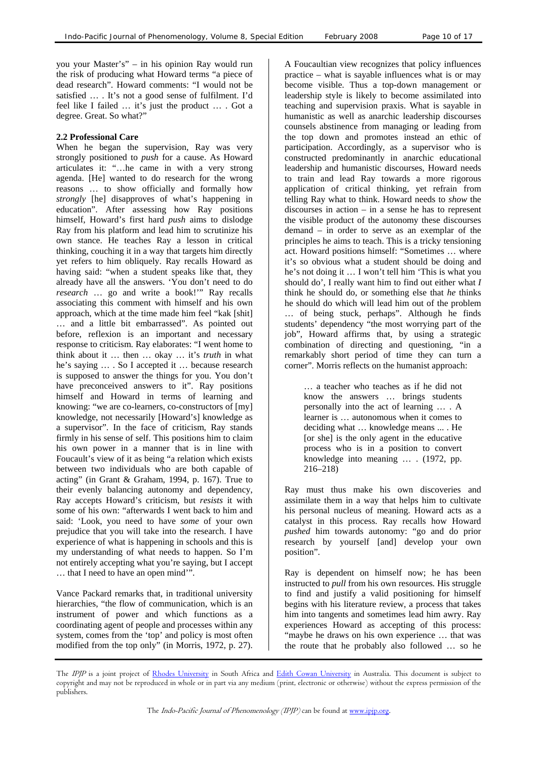you your Master's" – in his opinion Ray would run the risk of producing what Howard terms "a piece of dead research". Howard comments: "I would not be satisfied … . It's not a good sense of fulfilment. I'd feel like I failed … it's just the product … . Got a degree. Great. So what?"

**2.2 Professional Care**

When he began the supervision, Ray was very strongly positioned to *push* for a cause. As Howard articulates it: "…he came in with a very strong agenda. [He] wanted to do research for the wrong reasons … to show officially and formally how *strongly* [he] disapproves of what's happening in education". After assessing how Ray positions himself, Howard's first hard *push* aims to dislodge Ray from his platform and lead him to scrutinize his own stance. He teaches Ray a lesson in critical thinking, couching it in a way that targets him directly yet refers to him obliquely. Ray recalls Howard as having said: "when a student speaks like that, they already have all the answers. 'You don't need to do *research* … go and write a book!'" Ray recalls associating this comment with himself and his own approach, which at the time made him feel "kak [shit] … and a little bit embarrassed". As pointed out before, reflexion is an important and necessary response to criticism. Ray elaborates: "I went home to think about it … then … okay … it's *truth* in what he's saying … . So I accepted it … because research is supposed to answer the things for you. You don't have preconceived answers to it". Ray positions himself and Howard in terms of learning and knowing: "we are co-learners, co-constructors of [my] knowledge, not necessarily [Howard's] knowledge as a supervisor". In the face of criticism, Ray stands firmly in his sense of self. This positions him to claim his own power in a manner that is in line with Foucault's view of it as being "a relation which exists between two individuals who are both capable of acting" (in Grant & Graham, 1994, p. 167). True to their evenly balancing autonomy and dependency, Ray accepts Howard's criticism, but *resists* it with some of his own: "afterwards I went back to him and said: 'Look, you need to have *some* of your own prejudice that you will take into the research. I have experience of what is happening in schools and this is my understanding of what needs to happen. So I'm not entirely accepting what you're saying, but I accept … that I need to have an open mind'".

Vance Packard remarks that, in traditional university hierarchies, "the flow of communication, which is an instrument of power and which functions as a coordinating agent of people and processes within any system, comes from the 'top' and policy is most often modified from the top only" (in Morris, 1972, p. 27). A Foucaultian view recognizes that policy influences practice – what is sayable influences what is or may become visible. Thus a top-down management or leadership style is likely to become assimilated into teaching and supervision praxis. What is sayable in humanistic as well as anarchic leadership discourses counsels abstinence from managing or leading from the top down and promotes instead an ethic of participation. Accordingly, as a supervisor who is constructed predominantly in anarchic educational leadership and humanistic discourses, Howard needs to train and lead Ray towards a more rigorous application of critical thinking, yet refrain from telling Ray what to think. Howard needs to *show* the discourses in action – in a sense he has to represent the visible product of the autonomy these discourses demand – in order to serve as an exemplar of the principles he aims to teach. This is a tricky tensioning act. Howard positions himself: "Sometimes … where it's so obvious what a student should be doing and he's not doing it … I won't tell him 'This is what you should do', I really want him to find out either what *I* think he should do, or something else that *he* thinks he should do which will lead him out of the problem … of being stuck, perhaps". Although he finds students' dependency "the most worrying part of the job", Howard affirms that, by using a strategic combination of directing and questioning, "in a remarkably short period of time they can turn a corner". Morris reflects on the humanist approach:

> … a teacher who teaches as if he did not know the answers … brings students personally into the act of learning … . A learner is … autonomous when it comes to deciding what … knowledge means ... . He [or she] is the only agent in the educative process who is in a position to convert knowledge into meaning … . (1972, pp. 216–218)

Ray must thus make his own discoveries and assimilate them in a way that helps him to cultivate his personal nucleus of meaning. Howard acts as a catalyst in this process. Ray recalls how Howard *pushed* him towards autonomy: "go and do prior research by yourself [and] develop your own position".

Ray is dependent on himself now; he has been instructed to *pull* from his own resources. His struggle to find and justify a valid positioning for himself begins with his literature review, a process that takes him into tangents and sometimes lead him awry. Ray experiences Howard as accepting of this process: "maybe he draws on his own experience … that was the route that he probably also followed … so he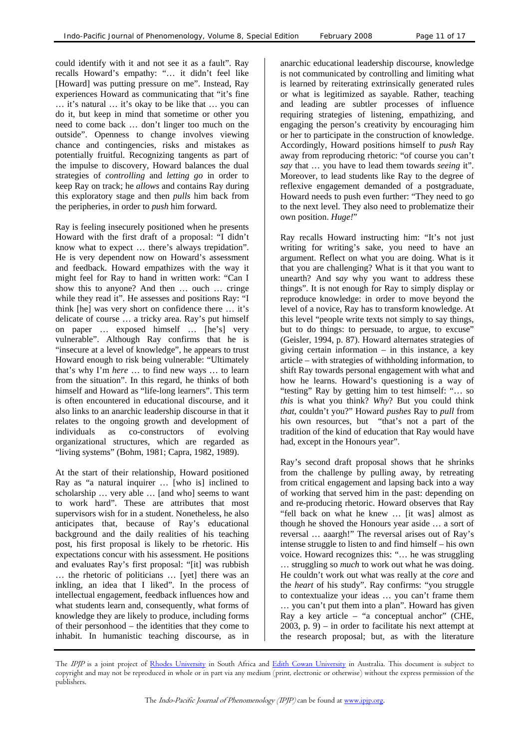could identify with it and not see it as a fault". Ray recalls Howard's empathy: "… it didn't feel like [Howard] was putting pressure on me". Instead, Ray experiences Howard as communicating that "it's fine … it's natural … it's okay to be like that … you can do it, but keep in mind that sometime or other you need to come back … don't linger too much on the outside". Openness to change involves viewing chance and contingencies, risks and mistakes as potentially fruitful. Recognizing tangents as part of the impulse to discovery, Howard balances the dual strategies of *controlling* and *letting go* in order to keep Ray on track; he *allows* and contains Ray during this exploratory stage and then *pulls* him back from the peripheries, in order to *push* him forward.

Ray is feeling insecurely positioned when he presents Howard with the first draft of a proposal: "I didn't know what to expect … there's always trepidation". He is very dependent now on Howard's assessment and feedback. Howard empathizes with the way it might feel for Ray to hand in written work: "Can I show this to anyone? And then … ouch … cringe while they read it". He assesses and positions Ray: "I think [he] was very short on confidence there … it's delicate of course … a tricky area. Ray's put himself on paper … exposed himself … [he's] very vulnerable". Although Ray confirms that he is "insecure at a level of knowledge", he appears to trust Howard enough to risk being vulnerable: "Ultimately that's why I'm *here* … to find new ways … to learn from the situation". In this regard, he thinks of both himself and Howard as "life-long learners". This term is often encountered in educational discourse, and it also links to an anarchic leadership discourse in that it relates to the ongoing growth and development of individuals as co-constructors of evolving organizational structures, which are regarded as "living systems" (Bohm, 1981; Capra, 1982, 1989).

At the start of their relationship, Howard positioned Ray as "a natural inquirer … [who is] inclined to scholarship … very able … [and who] seems to want to work hard". These are attributes that most supervisors wish for in a student. Nonetheless, he also anticipates that, because of Ray's educational background and the daily realities of his teaching post, his first proposal is likely to be rhetoric. His expectations concur with his assessment. He positions and evaluates Ray's first proposal: "[it] was rubbish … the rhetoric of politicians … [yet] there was an inkling, an idea that I liked". In the process of intellectual engagement, feedback influences how and what students learn and, consequently, what forms of knowledge they are likely to produce, including forms of their personhood – the identities that they come to inhabit. In humanistic teaching discourse, as in anarchic educational leadership discourse, knowledge is not communicated by controlling and limiting what is learned by reiterating extrinsically generated rules or what is legitimized as sayable. Rather, teaching and leading are subtler processes of influence requiring strategies of listening, empathizing, and engaging the person's creativity by encouraging him or her to participate in the construction of knowledge. Accordingly, Howard positions himself to *push* Ray away from reproducing rhetoric: "of course you can't *say* that … you have to lead them towards *seeing* it". Moreover, to lead students like Ray to the degree of reflexive engagement demanded of a postgraduate, Howard needs to push even further: "They need to go to the next level. They also need to problematize their own position. *Huge!*"

Ray recalls Howard instructing him: "It's not just writing for writing's sake, you need to have an argument. Reflect on what you are doing. What is it that you are challenging? What is it that you want to unearth? And s*ay* why you want to address these things". It is not enough for Ray to simply display or reproduce knowledge: in order to move beyond the level of a novice, Ray has to transform knowledge. At this level "people write texts not simply to say things, but to do things: to persuade, to argue, to excuse" (Geisler, 1994, p. 87). Howard alternates strategies of giving certain information – in this instance, a key article – with strategies of withholding information, to shift Ray towards personal engagement with what and how he learns. Howard's questioning is a way of "testing" Ray by getting him to test himself: "… so *this* is what you think? *Why*? But you could think *that*, couldn't you?" Howard *pushes* Ray to *pull* from his own resources, but "that's not a part of the tradition of the kind of education that Ray would have had, except in the Honours year".

Ray's second draft proposal shows that he shrinks from the challenge by pulling away, by retreating from critical engagement and lapsing back into a way of working that served him in the past: depending on and re-producing rhetoric. Howard observes that Ray "fell back on what he knew … [it was] almost as though he shoved the Honours year aside … a sort of reversal … aaargh!" The reversal arises out of Ray's intense struggle to listen to and find himself – his own voice. Howard recognizes this: "… he was struggling … struggling so *much* to work out what he was doing. He couldn't work out what was really at the *core* and the *heart* of his study". Ray confirms: "you struggle to contextualize your ideas … you can't frame them … you can't put them into a plan". Howard has given Ray a key article – "a conceptual anchor" (CHE, 2003, p. 9) – in order to facilitate his next attempt at the research proposal; but, as with the literature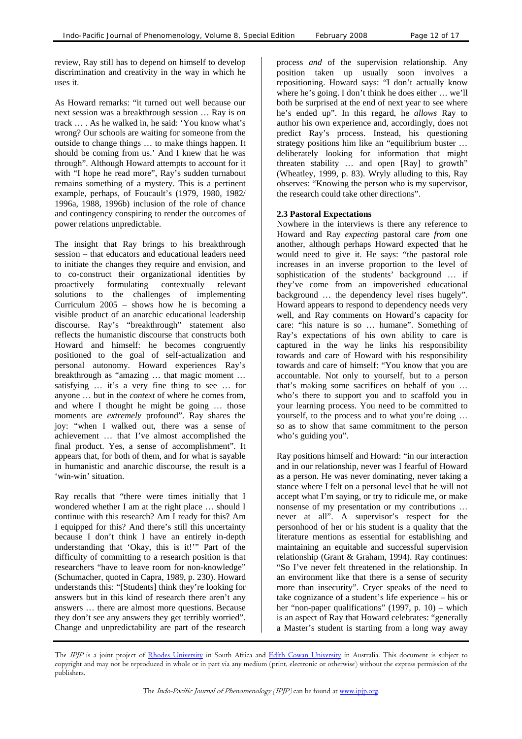review, Ray still has to depend on himself to develop discrimination and creativity in the way in which he uses it.

As Howard remarks: "it turned out well because our next session was a breakthrough session … Ray is on track … . As he walked in, he said: 'You know what's wrong? Our schools are waiting for someone from the outside to change things … to make things happen. It should be coming from us.' And I knew that he was through". Although Howard attempts to account for it with "I hope he read more", Ray's sudden turnabout remains something of a mystery. This is a pertinent example, perhaps, of Foucault's (1979, 1980, 1982/ 1996a, 1988, 1996b) inclusion of the role of chance and contingency conspiring to render the outcomes of power relations unpredictable.

The insight that Ray brings to his breakthrough session – that educators and educational leaders need to initiate the changes they require and envision, and to co-construct their organizational identities by proactively formulating contextually relevant solutions to the challenges of implementing Curriculum 2005 – shows how he is becoming a visible product of an anarchic educational leadership discourse. Ray's "breakthrough" statement also reflects the humanistic discourse that constructs both Howard and himself: he becomes congruently positioned to the goal of self-actualization and personal autonomy. Howard experiences Ray's breakthrough as "amazing … that magic moment … satisfying … it's a very fine thing to see … for anyone … but in the *context* of where he comes from, and where I thought he might be going … those moments are *extremely* profound". Ray shares the joy: "when I walked out, there was a sense of achievement … that I've almost accomplished the final product. Yes, a sense of accomplishment". It appears that, for both of them, and for what is sayable in humanistic and anarchic discourse, the result is a 'win-win' situation.

Ray recalls that "there were times initially that I wondered whether I am at the right place … should I continue with this research? Am I ready for this? Am I equipped for this? And there's still this uncertainty because I don't think I have an entirely in-depth understanding that 'Okay, this is it!'" Part of the difficulty of committing to a research position is that researchers "have to leave room for non-knowledge" (Schumacher, quoted in Capra, 1989, p. 230). Howard understands this: "[Students] think they're looking for answers but in this kind of research there aren't any answers … there are almost more questions. Because they don't see any answers they get terribly worried". Change and unpredictability are part of the research process *and* of the supervision relationship. Any position taken up usually soon involves a repositioning. Howard says: "I don't actually know where he's going. I don't think he does either … we'll both be surprised at the end of next year to see where he's ended up". In this regard, he *allows* Ray to author his own experience and, accordingly, does not predict Ray's process. Instead, his questioning strategy positions him like an "equilibrium buster … deliberately looking for information that might threaten stability … and open [Ray] to growth" (Wheatley, 1999, p. 83). Wryly alluding to this, Ray observes: "Knowing the person who is my supervisor, the research could take other directions".

**2.3 Pastoral Expectations**

Nowhere in the interviews is there any reference to Howard and Ray *expecting* pastoral care *from* one another, although perhaps Howard expected that he would need to give it. He says: "the pastoral role increases in an inverse proportion to the level of sophistication of the students' background … if they've come from an impoverished educational background … the dependency level rises hugely". Howard appears to respond to dependency needs very well, and Ray comments on Howard's capacity for care: "his nature is so … humane". Something of Ray's expectations of his own ability to care is captured in the way he links his responsibility towards and care of Howard with his responsibility towards and care of himself: "You know that you are accountable. Not only to yourself, but to a person that's making some sacrifices on behalf of you … who's there to support you and to scaffold you in your learning process. You need to be committed to yourself, to the process and to what you're doing … so as to show that same commitment to the person who's guiding you".

Ray positions himself and Howard: "in our interaction and in our relationship, never was I fearful of Howard as a person. He was never dominating, never taking a stance where I felt on a personal level that he will not accept what I'm saying, or try to ridicule me, or make nonsense of my presentation or my contributions … never at all". A supervisor's respect for the personhood of her or his student is a quality that the literature mentions as essential for establishing and maintaining an equitable and successful supervision relationship (Grant & Graham, 1994). Ray continues: "So I've never felt threatened in the relationship. In an environment like that there is a sense of security more than insecurity". Cryer speaks of the need to take cognizance of a student's life experience – his or her "non-paper qualifications" (1997, p. 10) – which is an aspect of Ray that Howard celebrates: "generally a Master's student is starting from a long way away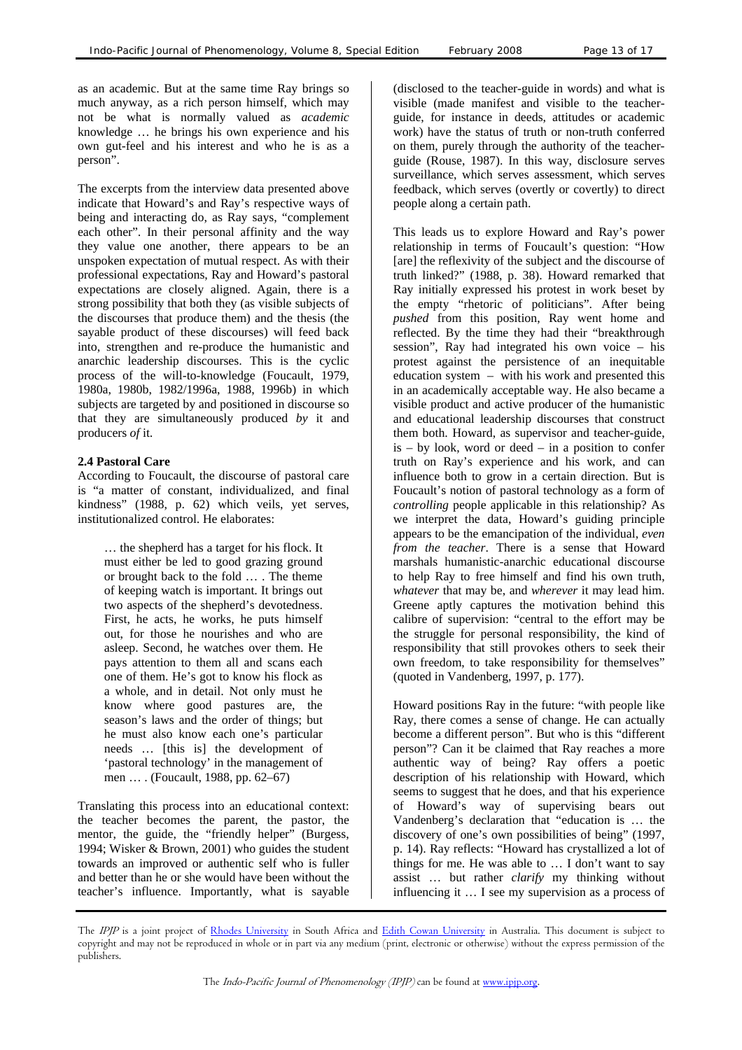as an academic. But at the same time Ray brings so much anyway, as a rich person himself, which may not be what is normally valued as *academic* knowledge … he brings his own experience and his own gut-feel and his interest and who he is as a person".

The excerpts from the interview data presented above indicate that Howard's and Ray's respective ways of being and interacting do, as Ray says, "complement each other". In their personal affinity and the way they value one another, there appears to be an unspoken expectation of mutual respect. As with their professional expectations, Ray and Howard's pastoral expectations are closely aligned. Again, there is a strong possibility that both they (as visible subjects of the discourses that produce them) and the thesis (the sayable product of these discourses) will feed back into, strengthen and re-produce the humanistic and anarchic leadership discourses. This is the cyclic process of the will-to-knowledge (Foucault, 1979, 1980a, 1980b, 1982/1996a, 1988, 1996b) in which subjects are targeted by and positioned in discourse so that they are simultaneously produced *by* it and producers *of* it.

**2.4 Pastoral Care**

According to Foucault, the discourse of pastoral care is "a matter of constant, individualized, and final kindness" (1988, p. 62) which veils, yet serves, institutionalized control. He elaborates:

> … the shepherd has a target for his flock. It must either be led to good grazing ground or brought back to the fold … . The theme of keeping watch is important. It brings out two aspects of the shepherd's devotedness. First, he acts, he works, he puts himself out, for those he nourishes and who are asleep. Second, he watches over them. He pays attention to them all and scans each one of them. He's got to know his flock as a whole, and in detail. Not only must he know where good pastures are, the season's laws and the order of things; but he must also know each one's particular needs … [this is] the development of 'pastoral technology' in the management of men … . (Foucault, 1988, pp. 62–67)

Translating this process into an educational context: the teacher becomes the parent, the pastor, the mentor, the guide, the "friendly helper" (Burgess, 1994; Wisker & Brown, 2001) who guides the student towards an improved or authentic self who is fuller and better than he or she would have been without the teacher's influence. Importantly, what is sayable (disclosed to the teacher-guide in words) and what is visible (made manifest and visible to the teacher-guide, for instance in deeds, attitudes or academic work) have the status of truth or non-truth conferred on them, purely through the authority of the teacher-guide (Rouse, 1987). In this way, disclosure serves surveillance, which serves assessment, which serves feedback, which serves (overtly or covertly) to direct people along a certain path.

This leads us to explore Howard and Ray's power relationship in terms of Foucault's question: "How [are] the reflexivity of the subject and the discourse of truth linked?" (1988, p. 38). Howard remarked that Ray initially expressed his protest in work beset by the empty "rhetoric of politicians". After being *pushed* from this position, Ray went home and reflected. By the time they had their "breakthrough session", Ray had integrated his own voice – his protest against the persistence of an inequitable education system – with his work and presented this in an academically acceptable way. He also became a visible product and active producer of the humanistic and educational leadership discourses that construct them both. Howard, as supervisor and teacher-guide, is – by look, word or deed – in a position to confer truth on Ray's experience and his work, and can influence both to grow in a certain direction. But is Foucault's notion of pastoral technology as a form of *controlling* people applicable in this relationship? As we interpret the data, Howard's guiding principle appears to be the emancipation of the individual, *even from the teacher*. There is a sense that Howard marshals humanistic-anarchic educational discourse to help Ray to free himself and find his own truth, *whatever* that may be, and *wherever* it may lead him. Greene aptly captures the motivation behind this calibre of supervision: "central to the effort may be the struggle for personal responsibility, the kind of responsibility that still provokes others to seek their own freedom, to take responsibility for themselves" (quoted in Vandenberg, 1997, p. 177).

Howard positions Ray in the future: "with people like Ray, there comes a sense of change. He can actually become a different person". But who is this "different person"? Can it be claimed that Ray reaches a more authentic way of being? Ray offers a poetic description of his relationship with Howard, which seems to suggest that he does, and that his experience of Howard's way of supervising bears out Vandenberg's declaration that "education is … the discovery of one's own possibilities of being" (1997, p. 14). Ray reflects: "Howard has crystallized a lot of things for me. He was able to … I don't want to say assist … but rather *clarify* my thinking without influencing it … I see my supervision as a process of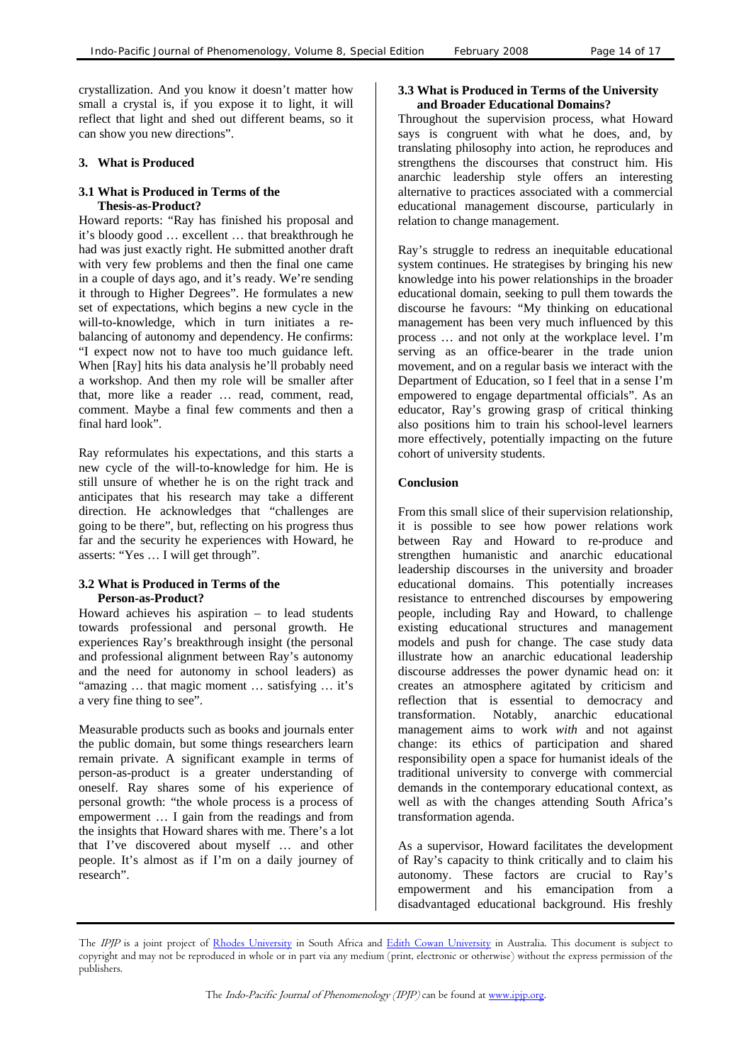crystallization. And you know it doesn't matter how small a crystal is, if you expose it to light, it will reflect that light and shed out different beams, so it can show you new directions".

## 3. What is Produced

### 3.1 What is Produced in Terms of the Thesis-as-Product?

Howard reports: "Ray has finished his proposal and it's bloody good … excellent … that breakthrough he had was just exactly right. He submitted another draft with very few problems and then the final one came in a couple of days ago, and it's ready. We're sending it through to Higher Degrees". He formulates a new set of expectations, which begins a new cycle in the will-to-knowledge, which in turn initiates a re-balancing of autonomy and dependency. He confirms: "I expect now not to have too much guidance left. When [Ray] hits his data analysis he'll probably need a workshop. And then my role will be smaller after that, more like a reader … read, comment, read, comment. Maybe a final few comments and then a final hard look".

Ray reformulates his expectations, and this starts a new cycle of the will-to-knowledge for him. He is still unsure of whether he is on the right track and anticipates that his research may take a different direction. He acknowledges that "challenges are going to be there", but, reflecting on his progress thus far and the security he experiences with Howard, he asserts: "Yes … I will get through".

### 3.2 What is Produced in Terms of the Person-as-Product?

Howard achieves his aspiration – to lead students towards professional and personal growth. He experiences Ray's breakthrough insight (the personal and professional alignment between Ray's autonomy and the need for autonomy in school leaders) as "amazing … that magic moment … satisfying … it's a very fine thing to see".

Measurable products such as books and journals enter the public domain, but some things researchers learn remain private. A significant example in terms of person-as-product is a greater understanding of oneself. Ray shares some of his experience of personal growth: "the whole process is a process of empowerment … I gain from the readings and from the insights that Howard shares with me. There's a lot that I've discovered about myself … and other people. It's almost as if I'm on a daily journey of research".

### 3.3 What is Produced in Terms of the University and Broader Educational Domains?

Throughout the supervision process, what Howard says is congruent with what he does, and, by translating philosophy into action, he reproduces and strengthens the discourses that construct him. His anarchic leadership style offers an interesting alternative to practices associated with a commercial educational management discourse, particularly in relation to change management.

Ray's struggle to redress an inequitable educational system continues. He strategises by bringing his new knowledge into his power relationships in the broader educational domain, seeking to pull them towards the discourse he favours: "My thinking on educational management has been very much influenced by this process … and not only at the workplace level. I'm serving as an office-bearer in the trade union movement, and on a regular basis we interact with the Department of Education, so I feel that in a sense I'm empowered to engage departmental officials". As an educator, Ray's growing grasp of critical thinking also positions him to train his school-level learners more effectively, potentially impacting on the future cohort of university students.

## Conclusion

From this small slice of their supervision relationship, it is possible to see how power relations work between Ray and Howard to re-produce and strengthen humanistic and anarchic educational leadership discourses in the university and broader educational domains. This potentially increases resistance to entrenched discourses by empowering people, including Ray and Howard, to challenge existing educational structures and management models and push for change. The case study data illustrate how an anarchic educational leadership discourse addresses the power dynamic head on: it creates an atmosphere agitated by criticism and reflection that is essential to democracy and transformation. Notably, anarchic educational management aims to work *with* and not against change: its ethics of participation and shared responsibility open a space for humanist ideals of the traditional university to converge with commercial demands in the contemporary educational context, as well as with the changes attending South Africa's transformation agenda.

As a supervisor, Howard facilitates the development of Ray's capacity to think critically and to claim his autonomy. These factors are crucial to Ray's empowerment and his emancipation from a disadvantaged educational background. His freshly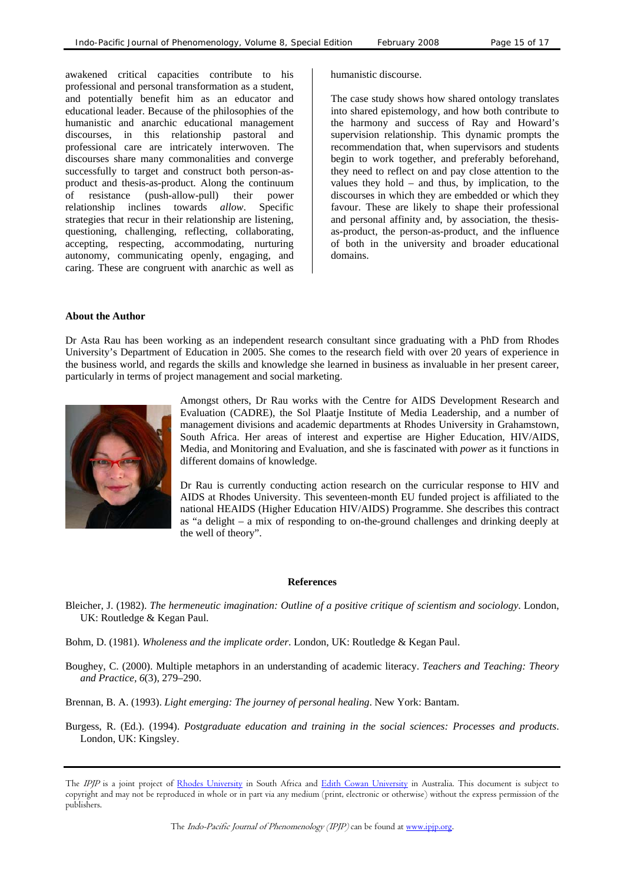awakened critical capacities contribute to his professional and personal transformation as a student, and potentially benefit him as an educator and educational leader. Because of the philosophies of the humanistic and anarchic educational management discourses, in this relationship pastoral and professional care are intricately interwoven. The discourses share many commonalities and converge successfully to target and construct both person-as-product and thesis-as-product. Along the continuum of resistance (push-allow-pull) their power relationship inclines towards *allow*. Specific strategies that recur in their relationship are listening, questioning, challenging, reflecting, collaborating, accepting, respecting, accommodating, nurturing autonomy, communicating openly, engaging, and caring. These are congruent with anarchic as well as humanistic discourse.

The case study shows how shared ontology translates into shared epistemology, and how both contribute to the harmony and success of Ray and Howard's supervision relationship. This dynamic prompts the recommendation that, when supervisors and students begin to work together, and preferably beforehand, they need to reflect on and pay close attention to the values they hold – and thus, by implication, to the discourses in which they are embedded or which they favour. These are likely to shape their professional and personal affinity and, by association, the thesis-as-product, the person-as-product, and the influence of both in the university and broader educational domains.

**About the Author**

Dr Asta Rau has been working as an independent research consultant since graduating with a PhD from Rhodes University's Department of Education in 2005. She comes to the research field with over 20 years of experience in the business world, and regards the skills and knowledge she learned in business as invaluable in her present career, particularly in terms of project management and social marketing.

Amongst others, Dr Rau works with the Centre for AIDS Development Research and Evaluation (CADRE), the Sol Plaatje Institute of Media Leadership, and a number of management divisions and academic departments at Rhodes University in Grahamstown, South Africa. Her areas of interest and expertise are Higher Education, HIV/AIDS, Media, and Monitoring and Evaluation, and she is fascinated with *power* as it functions in different domains of knowledge.

Dr Rau is currently conducting action research on the curricular response to HIV and AIDS at Rhodes University. This seventeen-month EU funded project is affiliated to the national HEAIDS (Higher Education HIV/AIDS) Programme. She describes this contract as "a delight – a mix of responding to on-the-ground challenges and drinking deeply at the well of theory".

**References**

Bleicher, J. (1982). *The hermeneutic imagination: Outline of a positive critique of scientism and sociology*. London, UK: Routledge & Kegan Paul.

Bohm, D. (1981). *Wholeness and the implicate order*. London, UK: Routledge & Kegan Paul.

Boughey, C. (2000). Multiple metaphors in an understanding of academic literacy. *Teachers and Teaching: Theory and Practice, 6*(3), 279–290.

Brennan, B. A. (1993). *Light emerging: The journey of personal healing*. New York: Bantam.

Burgess, R. (Ed.). (1994). *Postgraduate education and training in the social sciences: Processes and products*. London, UK: Kingsley.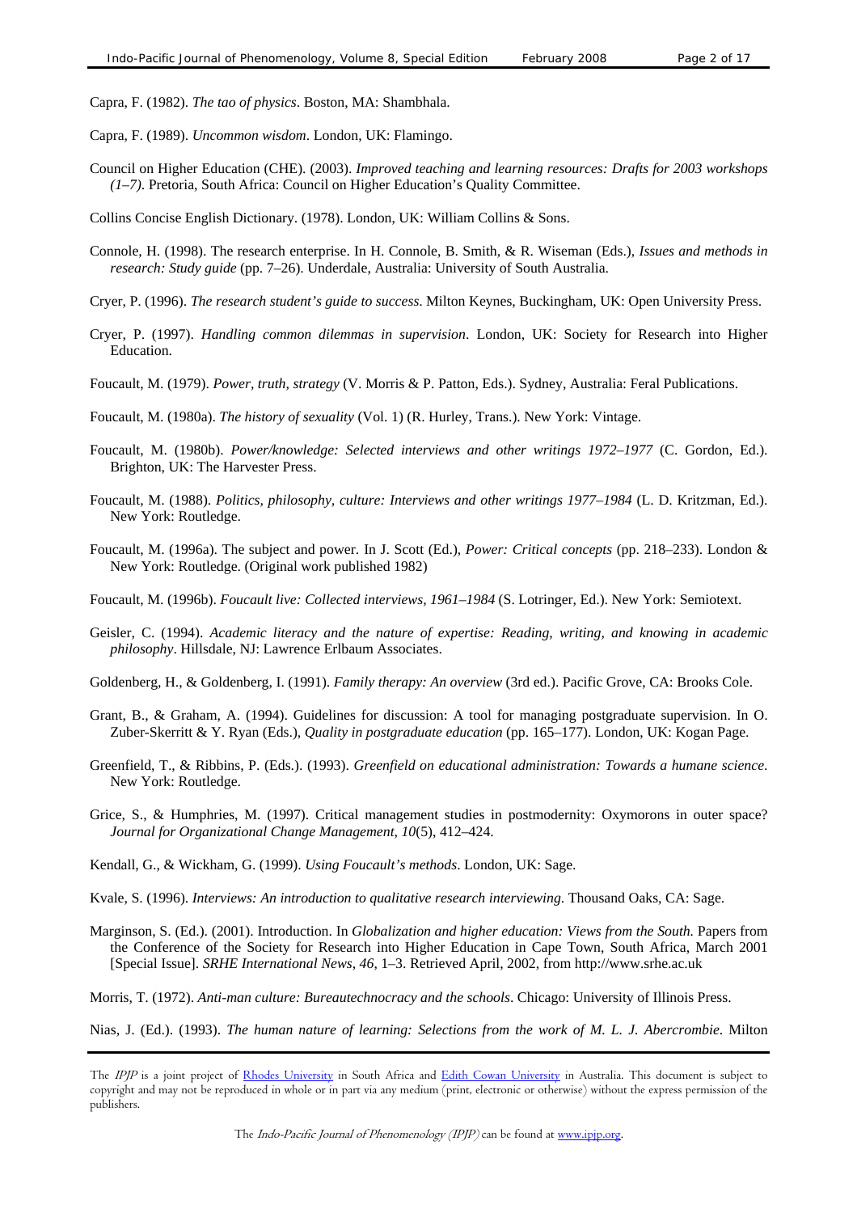Capra, F. (1982). *The tao of physics*. Boston, MA: Shambhala.

Capra, F. (1989). *Uncommon wisdom*. London, UK: Flamingo.

Council on Higher Education (CHE). (2003). *Improved teaching and learning resources: Drafts for 2003 workshops (1–7)*. Pretoria, South Africa: Council on Higher Education's Quality Committee.

Collins Concise English Dictionary. (1978). London, UK: William Collins & Sons.

Connole, H. (1998). The research enterprise. In H. Connole, B. Smith, & R. Wiseman (Eds.), *Issues and methods in research: Study guide* (pp. 7–26). Underdale, Australia: University of South Australia.

Cryer, P. (1996). *The research student's guide to success*. Milton Keynes, Buckingham, UK: Open University Press.

Cryer, P. (1997). *Handling common dilemmas in supervision*. London, UK: Society for Research into Higher Education.

Foucault, M. (1979). *Power, truth, strategy* (V. Morris & P. Patton, Eds.). Sydney, Australia: Feral Publications.

Foucault, M. (1980a). *The history of sexuality* (Vol. 1) (R. Hurley, Trans.). New York: Vintage.

Foucault, M. (1980b). *Power/knowledge: Selected interviews and other writings 1972–1977* (C. Gordon, Ed.). Brighton, UK: The Harvester Press.

Foucault, M. (1988). *Politics, philosophy, culture: Interviews and other writings 1977–1984* (L. D. Kritzman, Ed.). New York: Routledge.

Foucault, M. (1996a). The subject and power. In J. Scott (Ed.), *Power: Critical concepts* (pp. 218–233). London & New York: Routledge. (Original work published 1982)

Foucault, M. (1996b). *Foucault live: Collected interviews, 1961–1984* (S. Lotringer, Ed.). New York: Semiotext.

Geisler, C. (1994). *Academic literacy and the nature of expertise: Reading, writing, and knowing in academic philosophy*. Hillsdale, NJ: Lawrence Erlbaum Associates.

Goldenberg, H., & Goldenberg, I. (1991). *Family therapy: An overview* (3rd ed.). Pacific Grove, CA: Brooks Cole.

Grant, B., & Graham, A. (1994). Guidelines for discussion: A tool for managing postgraduate supervision. In O. Zuber-Skerritt & Y. Ryan (Eds.), *Quality in postgraduate education* (pp. 165–177). London, UK: Kogan Page.

Greenfield, T., & Ribbins, P. (Eds.). (1993). *Greenfield on educational administration: Towards a humane science*. New York: Routledge.

Grice, S., & Humphries, M. (1997). Critical management studies in postmodernity: Oxymorons in outer space? *Journal for Organizational Change Management*, *10*(5), 412–424.

Kendall, G., & Wickham, G. (1999). *Using Foucault's methods*. London, UK: Sage.

Kvale, S. (1996). *Interviews: An introduction to qualitative research interviewing*. Thousand Oaks, CA: Sage.

Marginson, S. (Ed.). (2001). Introduction. In *Globalization and higher education: Views from the South.* Papers from the Conference of the Society for Research into Higher Education in Cape Town, South Africa, March 2001 [Special Issue]. *SRHE International News*, *46*, 1–3. Retrieved April, 2002, from http://www.srhe.ac.uk

Morris, T. (1972). *Anti-man culture: Bureautechnocracy and the schools*. Chicago: University of Illinois Press.

Nias, J. (Ed.). (1993). *The human nature of learning: Selections from the work of M. L. J. Abercrombie*. Milton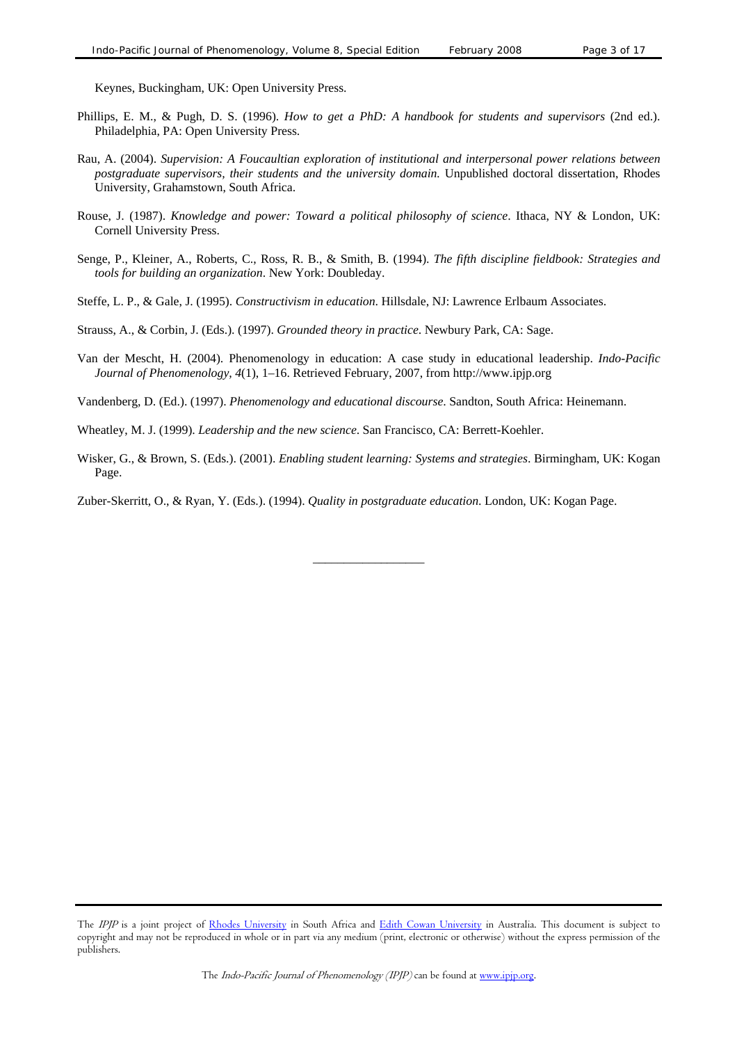Keynes, Buckingham, UK: Open University Press.

Phillips, E. M., & Pugh, D. S. (1996). *How to get a PhD: A handbook for students and supervisors* (2nd ed.). Philadelphia, PA: Open University Press.

Rau, A. (2004). *Supervision: A Foucaultian exploration of institutional and interpersonal power relations between postgraduate supervisors, their students and the university domain.* Unpublished doctoral dissertation, Rhodes University, Grahamstown, South Africa.

Rouse, J. (1987). *Knowledge and power: Toward a political philosophy of science*. Ithaca, NY & London, UK: Cornell University Press.

Senge, P., Kleiner, A., Roberts, C., Ross, R. B., & Smith, B. (1994). *The fifth discipline fieldbook: Strategies and tools for building an organization*. New York: Doubleday.

Steffe, L. P., & Gale, J. (1995). *Constructivism in education*. Hillsdale, NJ: Lawrence Erlbaum Associates.

Strauss, A., & Corbin, J. (Eds.). (1997). *Grounded theory in practice*. Newbury Park, CA: Sage.

Van der Mescht, H. (2004). Phenomenology in education: A case study in educational leadership. *Indo-Pacific Journal of Phenomenology, 4*(1), 1–16. Retrieved February, 2007, from http://www.ipjp.org

Vandenberg, D. (Ed.). (1997). *Phenomenology and educational discourse*. Sandton, South Africa: Heinemann.

Wheatley, M. J. (1999). *Leadership and the new science*. San Francisco, CA: Berrett-Koehler.

Wisker, G., & Brown, S. (Eds.). (2001). *Enabling student learning: Systems and strategies*. Birmingham, UK: Kogan Page.

Zuber-Skerritt, O., & Ryan, Y. (Eds.). (1994). *Quality in postgraduate education*. London, UK: Kogan Page.

---

The *IPJP* is a joint project of Rhodes University in South Africa and Edith Cowan University in Australia. This document is subject to copyright and may not be reproduced in whole or in part via any medium (print, electronic or otherwise) without the express permission of the publishers.

The *Indo-Pacific Journal of Phenomenology (IPJP)* can be found at www.ipjp.org.